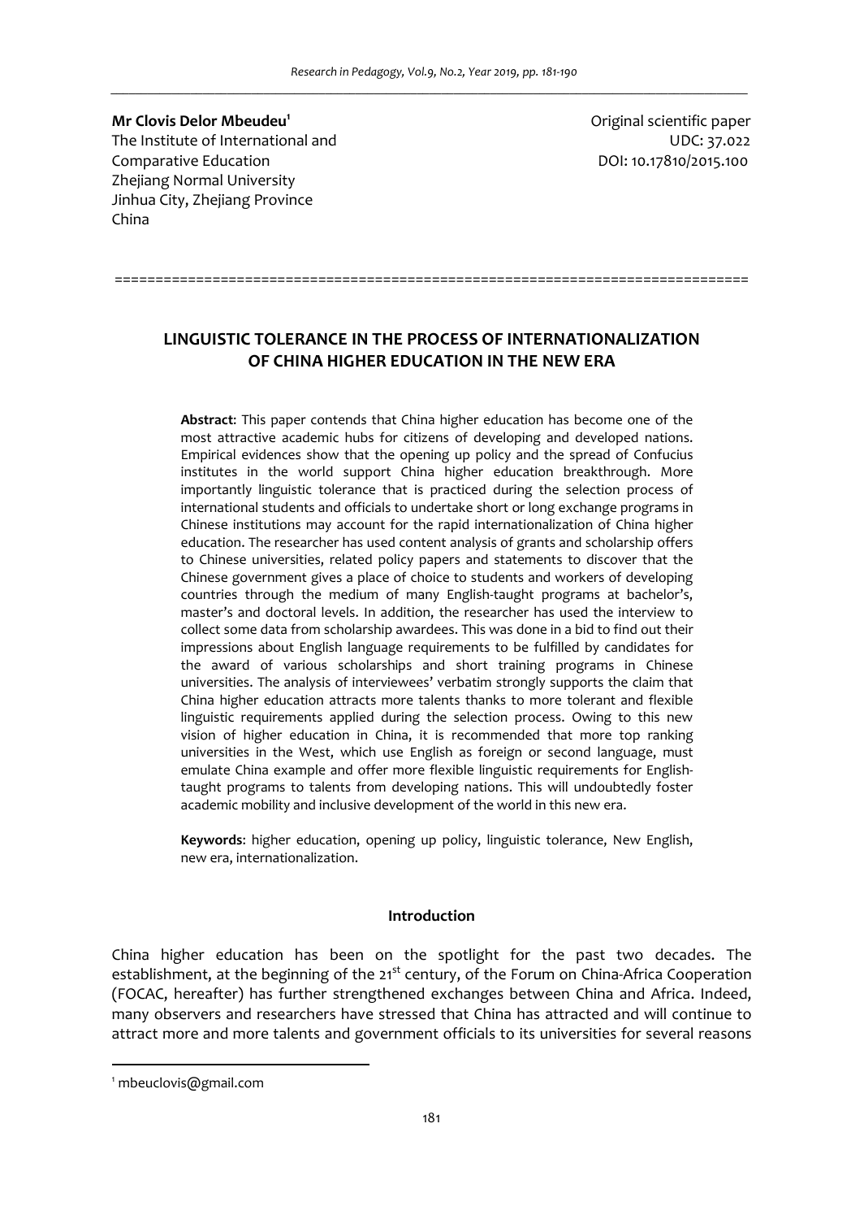**Mr Clovis Delor Mbeudeu**[1]
The Institute of International and Comparative Education
Zhejiang Normal University
Jinhua City, Zhejiang Province
China

Original scientific paper
UDC: 37.022
DOI: 10.17810/2015.100

# LINGUISTIC TOLERANCE IN THE PROCESS OF INTERNATIONALIZATION OF CHINA HIGHER EDUCATION IN THE NEW ERA

**Abstract**: This paper contends that China higher education has become one of the most attractive academic hubs for citizens of developing and developed nations. Empirical evidences show that the opening up policy and the spread of Confucius institutes in the world support China higher education breakthrough. More importantly linguistic tolerance that is practiced during the selection process of international students and officials to undertake short or long exchange programs in Chinese institutions may account for the rapid internationalization of China higher education. The researcher has used content analysis of grants and scholarship offers to Chinese universities, related policy papers and statements to discover that the Chinese government gives a place of choice to students and workers of developing countries through the medium of many English-taught programs at bachelor's, master's and doctoral levels. In addition, the researcher has used the interview to collect some data from scholarship awardees. This was done in a bid to find out their impressions about English language requirements to be fulfilled by candidates for the award of various scholarships and short training programs in Chinese universities. The analysis of interviewees' verbatim strongly supports the claim that China higher education attracts more talents thanks to more tolerant and flexible linguistic requirements applied during the selection process. Owing to this new vision of higher education in China, it is recommended that more top ranking universities in the West, which use English as foreign or second language, must emulate China example and offer more flexible linguistic requirements for English-taught programs to talents from developing nations. This will undoubtedly foster academic mobility and inclusive development of the world in this new era.

**Keywords**: higher education, opening up policy, linguistic tolerance, New English, new era, internationalization.

## Introduction

China higher education has been on the spotlight for the past two decades. The establishment, at the beginning of the 21st century, of the Forum on China-Africa Cooperation (FOCAC, hereafter) has further strengthened exchanges between China and Africa. Indeed, many observers and researchers have stressed that China has attracted and will continue to attract more and more talents and government officials to its universities for several reasons

[1] mbeuclovis@gmail.com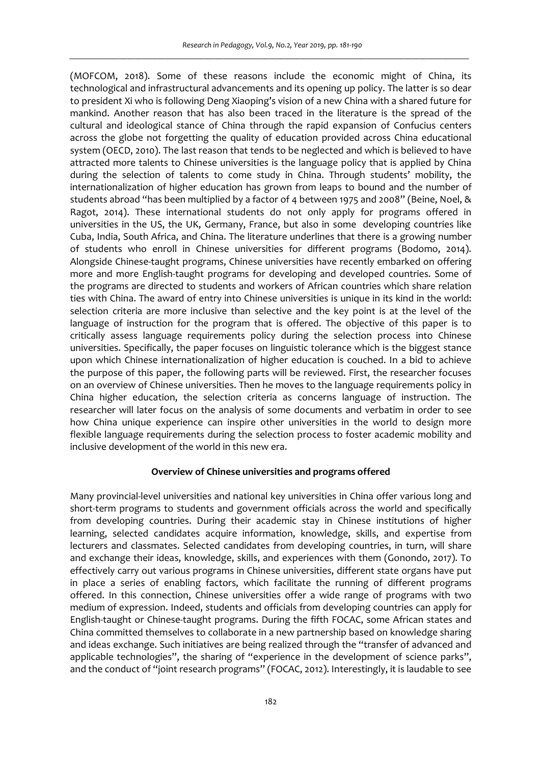(MOFCOM, 2018). Some of these reasons include the economic might of China, its technological and infrastructural advancements and its opening up policy. The latter is so dear to president Xi who is following Deng Xiaoping's vision of a new China with a shared future for mankind. Another reason that has also been traced in the literature is the spread of the cultural and ideological stance of China through the rapid expansion of Confucius centers across the globe not forgetting the quality of education provided across China educational system (OECD, 2010). The last reason that tends to be neglected and which is believed to have attracted more talents to Chinese universities is the language policy that is applied by China during the selection of talents to come study in China. Through students' mobility, the internationalization of higher education has grown from leaps to bound and the number of students abroad "has been multiplied by a factor of 4 between 1975 and 2008" (Beine, Noel, & Ragot, 2014). These international students do not only apply for programs offered in universities in the US, the UK, Germany, France, but also in some developing countries like Cuba, India, South Africa, and China. The literature underlines that there is a growing number of students who enroll in Chinese universities for different programs (Bodomo, 2014). Alongside Chinese-taught programs, Chinese universities have recently embarked on offering more and more English-taught programs for developing and developed countries. Some of the programs are directed to students and workers of African countries which share relation ties with China. The award of entry into Chinese universities is unique in its kind in the world: selection criteria are more inclusive than selective and the key point is at the level of the language of instruction for the program that is offered. The objective of this paper is to critically assess language requirements policy during the selection process into Chinese universities. Specifically, the paper focuses on linguistic tolerance which is the biggest stance upon which Chinese internationalization of higher education is couched. In a bid to achieve the purpose of this paper, the following parts will be reviewed. First, the researcher focuses on an overview of Chinese universities. Then he moves to the language requirements policy in China higher education, the selection criteria as concerns language of instruction. The researcher will later focus on the analysis of some documents and verbatim in order to see how China unique experience can inspire other universities in the world to design more flexible language requirements during the selection process to foster academic mobility and inclusive development of the world in this new era.

## Overview of Chinese universities and programs offered

Many provincial-level universities and national key universities in China offer various long and short-term programs to students and government officials across the world and specifically from developing countries. During their academic stay in Chinese institutions of higher learning, selected candidates acquire information, knowledge, skills, and expertise from lecturers and classmates. Selected candidates from developing countries, in turn, will share and exchange their ideas, knowledge, skills, and experiences with them (Gonondo, 2017). To effectively carry out various programs in Chinese universities, different state organs have put in place a series of enabling factors, which facilitate the running of different programs offered. In this connection, Chinese universities offer a wide range of programs with two medium of expression. Indeed, students and officials from developing countries can apply for English-taught or Chinese-taught programs. During the fifth FOCAC, some African states and China committed themselves to collaborate in a new partnership based on knowledge sharing and ideas exchange. Such initiatives are being realized through the "transfer of advanced and applicable technologies", the sharing of "experience in the development of science parks", and the conduct of "joint research programs" (FOCAC, 2012). Interestingly, it is laudable to see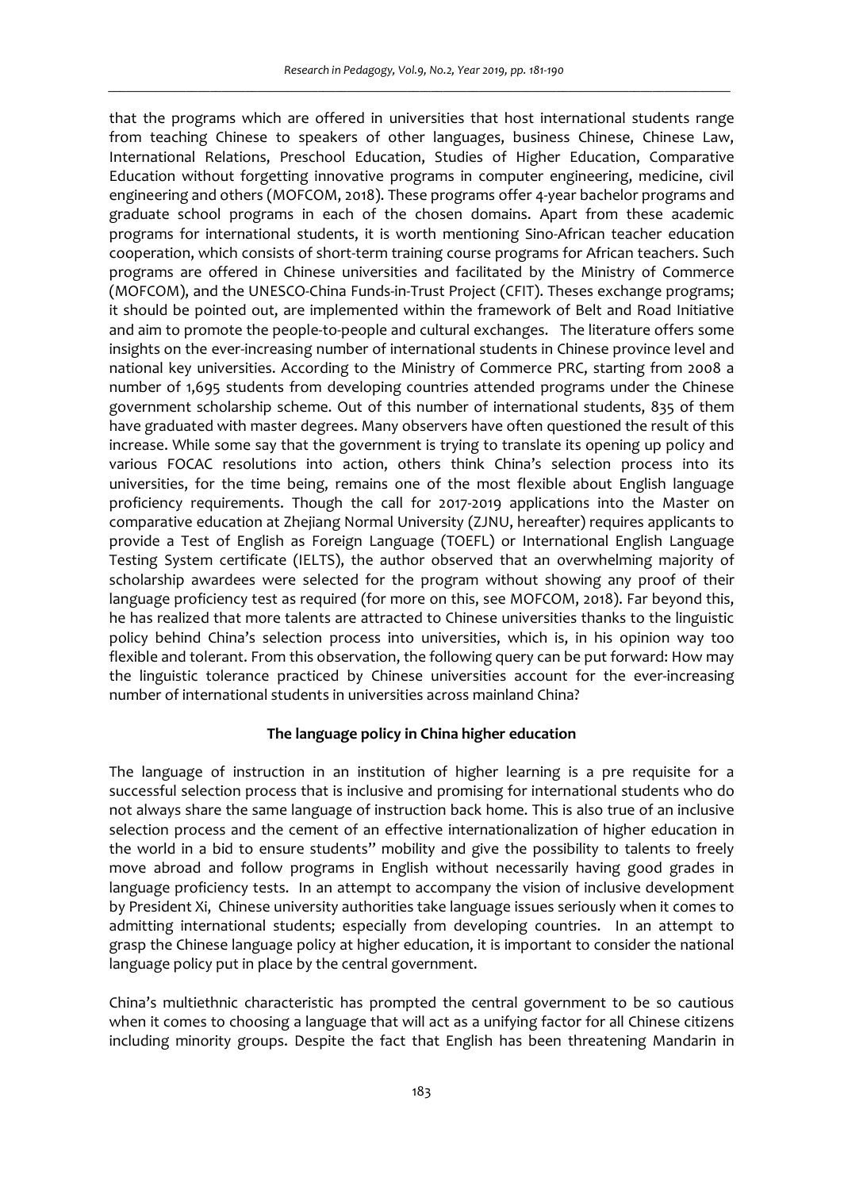that the programs which are offered in universities that host international students range from teaching Chinese to speakers of other languages, business Chinese, Chinese Law, International Relations, Preschool Education, Studies of Higher Education, Comparative Education without forgetting innovative programs in computer engineering, medicine, civil engineering and others (MOFCOM, 2018). These programs offer 4-year bachelor programs and graduate school programs in each of the chosen domains. Apart from these academic programs for international students, it is worth mentioning Sino-African teacher education cooperation, which consists of short-term training course programs for African teachers. Such programs are offered in Chinese universities and facilitated by the Ministry of Commerce (MOFCOM), and the UNESCO-China Funds-in-Trust Project (CFIT). Theses exchange programs; it should be pointed out, are implemented within the framework of Belt and Road Initiative and aim to promote the people-to-people and cultural exchanges. The literature offers some insights on the ever-increasing number of international students in Chinese province level and national key universities. According to the Ministry of Commerce PRC, starting from 2008 a number of 1,695 students from developing countries attended programs under the Chinese government scholarship scheme. Out of this number of international students, 835 of them have graduated with master degrees. Many observers have often questioned the result of this increase. While some say that the government is trying to translate its opening up policy and various FOCAC resolutions into action, others think China's selection process into its universities, for the time being, remains one of the most flexible about English language proficiency requirements. Though the call for 2017-2019 applications into the Master on comparative education at Zhejiang Normal University (ZJNU, hereafter) requires applicants to provide a Test of English as Foreign Language (TOEFL) or International English Language Testing System certificate (IELTS), the author observed that an overwhelming majority of scholarship awardees were selected for the program without showing any proof of their language proficiency test as required (for more on this, see MOFCOM, 2018). Far beyond this, he has realized that more talents are attracted to Chinese universities thanks to the linguistic policy behind China's selection process into universities, which is, in his opinion way too flexible and tolerant. From this observation, the following query can be put forward: How may the linguistic tolerance practiced by Chinese universities account for the ever-increasing number of international students in universities across mainland China?

## The language policy in China higher education

The language of instruction in an institution of higher learning is a pre requisite for a successful selection process that is inclusive and promising for international students who do not always share the same language of instruction back home. This is also true of an inclusive selection process and the cement of an effective internationalization of higher education in the world in a bid to ensure students'' mobility and give the possibility to talents to freely move abroad and follow programs in English without necessarily having good grades in language proficiency tests. In an attempt to accompany the vision of inclusive development by President Xi, Chinese university authorities take language issues seriously when it comes to admitting international students; especially from developing countries. In an attempt to grasp the Chinese language policy at higher education, it is important to consider the national language policy put in place by the central government.

China's multiethnic characteristic has prompted the central government to be so cautious when it comes to choosing a language that will act as a unifying factor for all Chinese citizens including minority groups. Despite the fact that English has been threatening Mandarin in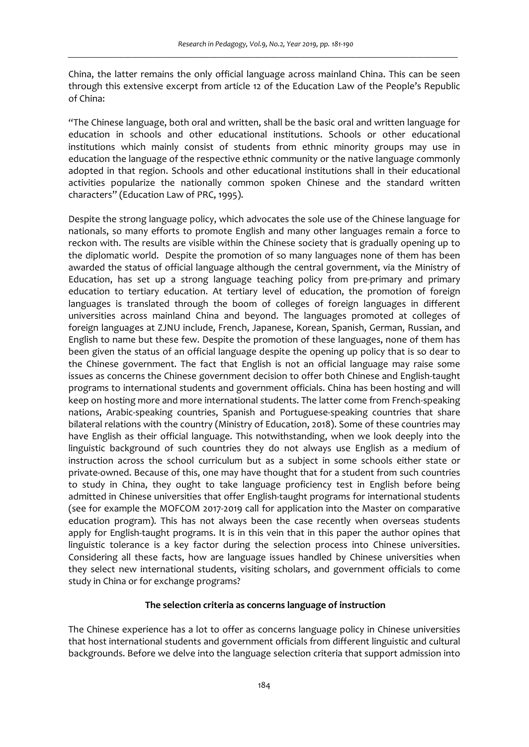China, the latter remains the only official language across mainland China. This can be seen through this extensive excerpt from article 12 of the Education Law of the People's Republic of China:

"The Chinese language, both oral and written, shall be the basic oral and written language for education in schools and other educational institutions. Schools or other educational institutions which mainly consist of students from ethnic minority groups may use in education the language of the respective ethnic community or the native language commonly adopted in that region. Schools and other educational institutions shall in their educational activities popularize the nationally common spoken Chinese and the standard written characters" (Education Law of PRC, 1995).

Despite the strong language policy, which advocates the sole use of the Chinese language for nationals, so many efforts to promote English and many other languages remain a force to reckon with. The results are visible within the Chinese society that is gradually opening up to the diplomatic world. Despite the promotion of so many languages none of them has been awarded the status of official language although the central government, via the Ministry of Education, has set up a strong language teaching policy from pre-primary and primary education to tertiary education. At tertiary level of education, the promotion of foreign languages is translated through the boom of colleges of foreign languages in different universities across mainland China and beyond. The languages promoted at colleges of foreign languages at ZJNU include, French, Japanese, Korean, Spanish, German, Russian, and English to name but these few. Despite the promotion of these languages, none of them has been given the status of an official language despite the opening up policy that is so dear to the Chinese government. The fact that English is not an official language may raise some issues as concerns the Chinese government decision to offer both Chinese and English-taught programs to international students and government officials. China has been hosting and will keep on hosting more and more international students. The latter come from French-speaking nations, Arabic-speaking countries, Spanish and Portuguese-speaking countries that share bilateral relations with the country (Ministry of Education, 2018). Some of these countries may have English as their official language. This notwithstanding, when we look deeply into the linguistic background of such countries they do not always use English as a medium of instruction across the school curriculum but as a subject in some schools either state or private-owned. Because of this, one may have thought that for a student from such countries to study in China, they ought to take language proficiency test in English before being admitted in Chinese universities that offer English-taught programs for international students (see for example the MOFCOM 2017-2019 call for application into the Master on comparative education program). This has not always been the case recently when overseas students apply for English-taught programs. It is in this vein that in this paper the author opines that linguistic tolerance is a key factor during the selection process into Chinese universities. Considering all these facts, how are language issues handled by Chinese universities when they select new international students, visiting scholars, and government officials to come study in China or for exchange programs?

## The selection criteria as concerns language of instruction

The Chinese experience has a lot to offer as concerns language policy in Chinese universities that host international students and government officials from different linguistic and cultural backgrounds. Before we delve into the language selection criteria that support admission into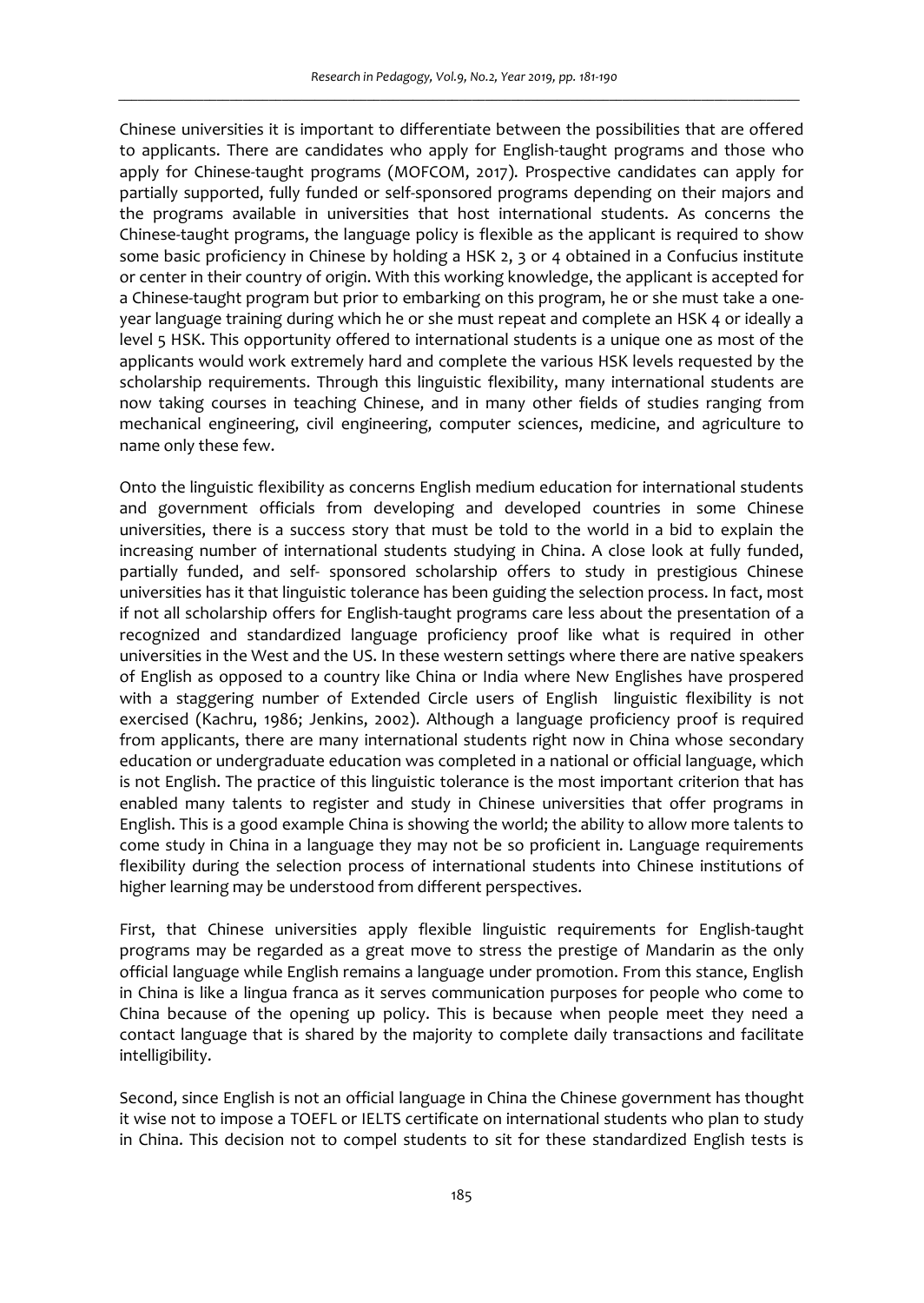Chinese universities it is important to differentiate between the possibilities that are offered to applicants. There are candidates who apply for English-taught programs and those who apply for Chinese-taught programs (MOFCOM, 2017). Prospective candidates can apply for partially supported, fully funded or self-sponsored programs depending on their majors and the programs available in universities that host international students. As concerns the Chinese-taught programs, the language policy is flexible as the applicant is required to show some basic proficiency in Chinese by holding a HSK 2, 3 or 4 obtained in a Confucius institute or center in their country of origin. With this working knowledge, the applicant is accepted for a Chinese-taught program but prior to embarking on this program, he or she must take a one-year language training during which he or she must repeat and complete an HSK 4 or ideally a level 5 HSK. This opportunity offered to international students is a unique one as most of the applicants would work extremely hard and complete the various HSK levels requested by the scholarship requirements. Through this linguistic flexibility, many international students are now taking courses in teaching Chinese, and in many other fields of studies ranging from mechanical engineering, civil engineering, computer sciences, medicine, and agriculture to name only these few.

Onto the linguistic flexibility as concerns English medium education for international students and government officials from developing and developed countries in some Chinese universities, there is a success story that must be told to the world in a bid to explain the increasing number of international students studying in China. A close look at fully funded, partially funded, and self- sponsored scholarship offers to study in prestigious Chinese universities has it that linguistic tolerance has been guiding the selection process. In fact, most if not all scholarship offers for English-taught programs care less about the presentation of a recognized and standardized language proficiency proof like what is required in other universities in the West and the US. In these western settings where there are native speakers of English as opposed to a country like China or India where New Englishes have prospered with a staggering number of Extended Circle users of English linguistic flexibility is not exercised (Kachru, 1986; Jenkins, 2002). Although a language proficiency proof is required from applicants, there are many international students right now in China whose secondary education or undergraduate education was completed in a national or official language, which is not English. The practice of this linguistic tolerance is the most important criterion that has enabled many talents to register and study in Chinese universities that offer programs in English. This is a good example China is showing the world; the ability to allow more talents to come study in China in a language they may not be so proficient in. Language requirements flexibility during the selection process of international students into Chinese institutions of higher learning may be understood from different perspectives.

First, that Chinese universities apply flexible linguistic requirements for English-taught programs may be regarded as a great move to stress the prestige of Mandarin as the only official language while English remains a language under promotion. From this stance, English in China is like a lingua franca as it serves communication purposes for people who come to China because of the opening up policy. This is because when people meet they need a contact language that is shared by the majority to complete daily transactions and facilitate intelligibility.

Second, since English is not an official language in China the Chinese government has thought it wise not to impose a TOEFL or IELTS certificate on international students who plan to study in China. This decision not to compel students to sit for these standardized English tests is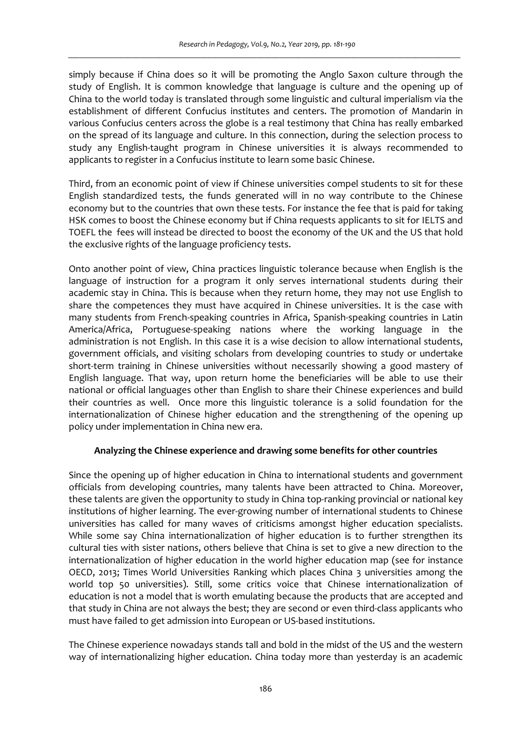simply because if China does so it will be promoting the Anglo Saxon culture through the study of English. It is common knowledge that language is culture and the opening up of China to the world today is translated through some linguistic and cultural imperialism via the establishment of different Confucius institutes and centers. The promotion of Mandarin in various Confucius centers across the globe is a real testimony that China has really embarked on the spread of its language and culture. In this connection, during the selection process to study any English-taught program in Chinese universities it is always recommended to applicants to register in a Confucius institute to learn some basic Chinese.

Third, from an economic point of view if Chinese universities compel students to sit for these English standardized tests, the funds generated will in no way contribute to the Chinese economy but to the countries that own these tests. For instance the fee that is paid for taking HSK comes to boost the Chinese economy but if China requests applicants to sit for IELTS and TOEFL the fees will instead be directed to boost the economy of the UK and the US that hold the exclusive rights of the language proficiency tests.

Onto another point of view, China practices linguistic tolerance because when English is the language of instruction for a program it only serves international students during their academic stay in China. This is because when they return home, they may not use English to share the competences they must have acquired in Chinese universities. It is the case with many students from French-speaking countries in Africa, Spanish-speaking countries in Latin America/Africa, Portuguese-speaking nations where the working language in the administration is not English. In this case it is a wise decision to allow international students, government officials, and visiting scholars from developing countries to study or undertake short-term training in Chinese universities without necessarily showing a good mastery of English language. That way, upon return home the beneficiaries will be able to use their national or official languages other than English to share their Chinese experiences and build their countries as well. Once more this linguistic tolerance is a solid foundation for the internationalization of Chinese higher education and the strengthening of the opening up policy under implementation in China new era.

## Analyzing the Chinese experience and drawing some benefits for other countries

Since the opening up of higher education in China to international students and government officials from developing countries, many talents have been attracted to China. Moreover, these talents are given the opportunity to study in China top-ranking provincial or national key institutions of higher learning. The ever-growing number of international students to Chinese universities has called for many waves of criticisms amongst higher education specialists. While some say China internationalization of higher education is to further strengthen its cultural ties with sister nations, others believe that China is set to give a new direction to the internationalization of higher education in the world higher education map (see for instance OECD, 2013; Times World Universities Ranking which places China 3 universities among the world top 50 universities). Still, some critics voice that Chinese internationalization of education is not a model that is worth emulating because the products that are accepted and that study in China are not always the best; they are second or even third-class applicants who must have failed to get admission into European or US-based institutions.

The Chinese experience nowadays stands tall and bold in the midst of the US and the western way of internationalizing higher education. China today more than yesterday is an academic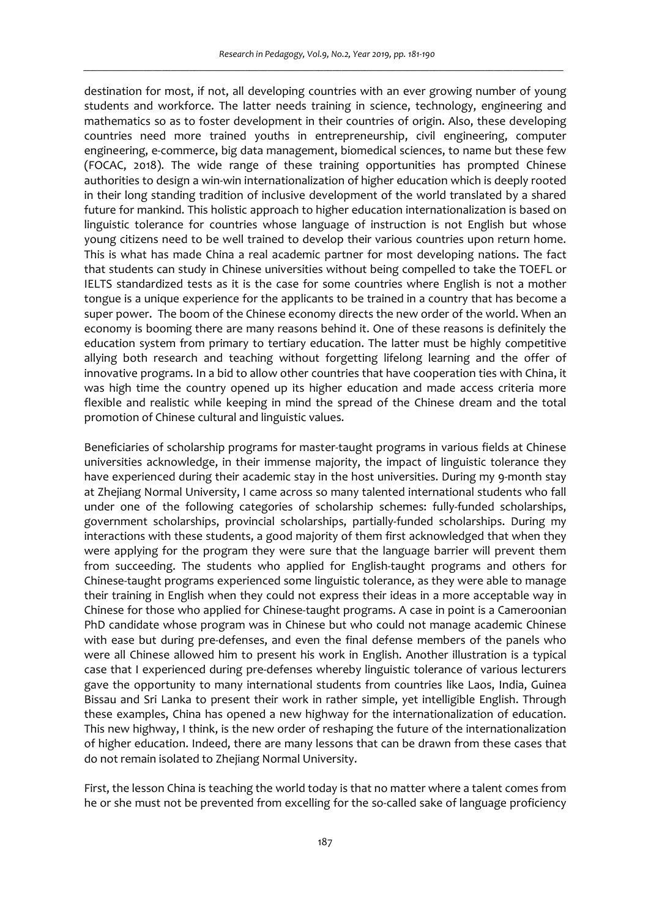destination for most, if not, all developing countries with an ever growing number of young students and workforce. The latter needs training in science, technology, engineering and mathematics so as to foster development in their countries of origin. Also, these developing countries need more trained youths in entrepreneurship, civil engineering, computer engineering, e-commerce, big data management, biomedical sciences, to name but these few (FOCAC, 2018). The wide range of these training opportunities has prompted Chinese authorities to design a win-win internationalization of higher education which is deeply rooted in their long standing tradition of inclusive development of the world translated by a shared future for mankind. This holistic approach to higher education internationalization is based on linguistic tolerance for countries whose language of instruction is not English but whose young citizens need to be well trained to develop their various countries upon return home. This is what has made China a real academic partner for most developing nations. The fact that students can study in Chinese universities without being compelled to take the TOEFL or IELTS standardized tests as it is the case for some countries where English is not a mother tongue is a unique experience for the applicants to be trained in a country that has become a super power. The boom of the Chinese economy directs the new order of the world. When an economy is booming there are many reasons behind it. One of these reasons is definitely the education system from primary to tertiary education. The latter must be highly competitive allying both research and teaching without forgetting lifelong learning and the offer of innovative programs. In a bid to allow other countries that have cooperation ties with China, it was high time the country opened up its higher education and made access criteria more flexible and realistic while keeping in mind the spread of the Chinese dream and the total promotion of Chinese cultural and linguistic values.

Beneficiaries of scholarship programs for master-taught programs in various fields at Chinese universities acknowledge, in their immense majority, the impact of linguistic tolerance they have experienced during their academic stay in the host universities. During my 9-month stay at Zhejiang Normal University, I came across so many talented international students who fall under one of the following categories of scholarship schemes: fully-funded scholarships, government scholarships, provincial scholarships, partially-funded scholarships. During my interactions with these students, a good majority of them first acknowledged that when they were applying for the program they were sure that the language barrier will prevent them from succeeding. The students who applied for English-taught programs and others for Chinese-taught programs experienced some linguistic tolerance, as they were able to manage their training in English when they could not express their ideas in a more acceptable way in Chinese for those who applied for Chinese-taught programs. A case in point is a Cameroonian PhD candidate whose program was in Chinese but who could not manage academic Chinese with ease but during pre-defenses, and even the final defense members of the panels who were all Chinese allowed him to present his work in English. Another illustration is a typical case that I experienced during pre-defenses whereby linguistic tolerance of various lecturers gave the opportunity to many international students from countries like Laos, India, Guinea Bissau and Sri Lanka to present their work in rather simple, yet intelligible English. Through these examples, China has opened a new highway for the internationalization of education. This new highway, I think, is the new order of reshaping the future of the internationalization of higher education. Indeed, there are many lessons that can be drawn from these cases that do not remain isolated to Zhejiang Normal University.

First, the lesson China is teaching the world today is that no matter where a talent comes from he or she must not be prevented from excelling for the so-called sake of language proficiency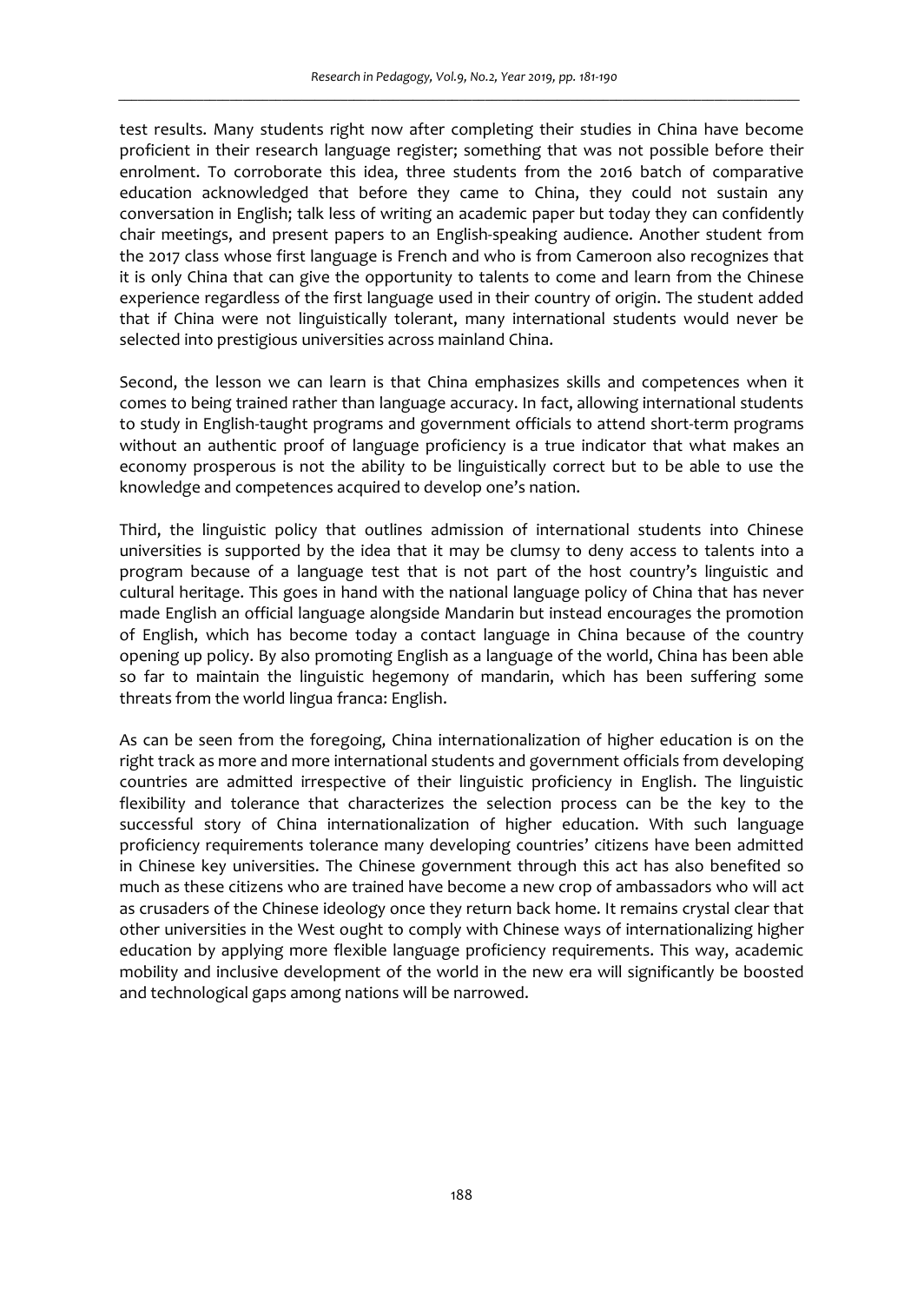test results. Many students right now after completing their studies in China have become proficient in their research language register; something that was not possible before their enrolment. To corroborate this idea, three students from the 2016 batch of comparative education acknowledged that before they came to China, they could not sustain any conversation in English; talk less of writing an academic paper but today they can confidently chair meetings, and present papers to an English-speaking audience. Another student from the 2017 class whose first language is French and who is from Cameroon also recognizes that it is only China that can give the opportunity to talents to come and learn from the Chinese experience regardless of the first language used in their country of origin. The student added that if China were not linguistically tolerant, many international students would never be selected into prestigious universities across mainland China.

Second, the lesson we can learn is that China emphasizes skills and competences when it comes to being trained rather than language accuracy. In fact, allowing international students to study in English-taught programs and government officials to attend short-term programs without an authentic proof of language proficiency is a true indicator that what makes an economy prosperous is not the ability to be linguistically correct but to be able to use the knowledge and competences acquired to develop one's nation.

Third, the linguistic policy that outlines admission of international students into Chinese universities is supported by the idea that it may be clumsy to deny access to talents into a program because of a language test that is not part of the host country's linguistic and cultural heritage. This goes in hand with the national language policy of China that has never made English an official language alongside Mandarin but instead encourages the promotion of English, which has become today a contact language in China because of the country opening up policy. By also promoting English as a language of the world, China has been able so far to maintain the linguistic hegemony of mandarin, which has been suffering some threats from the world lingua franca: English.

As can be seen from the foregoing, China internationalization of higher education is on the right track as more and more international students and government officials from developing countries are admitted irrespective of their linguistic proficiency in English. The linguistic flexibility and tolerance that characterizes the selection process can be the key to the successful story of China internationalization of higher education. With such language proficiency requirements tolerance many developing countries' citizens have been admitted in Chinese key universities. The Chinese government through this act has also benefited so much as these citizens who are trained have become a new crop of ambassadors who will act as crusaders of the Chinese ideology once they return back home. It remains crystal clear that other universities in the West ought to comply with Chinese ways of internationalizing higher education by applying more flexible language proficiency requirements. This way, academic mobility and inclusive development of the world in the new era will significantly be boosted and technological gaps among nations will be narrowed.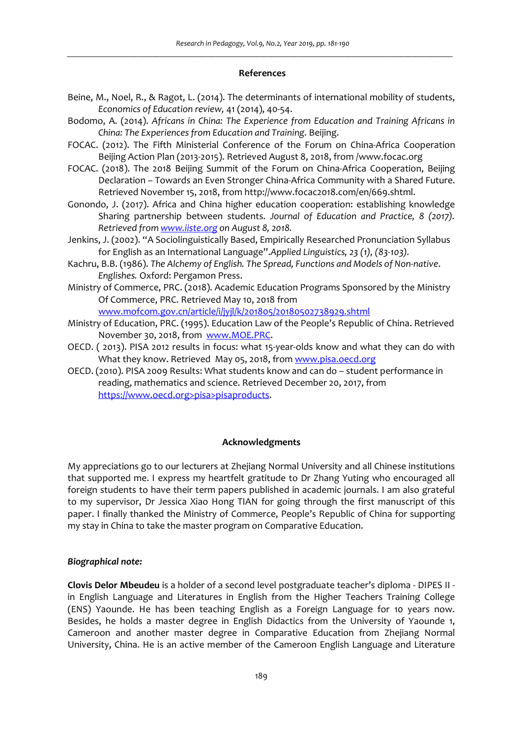## References

Beine, M., Noel, R., & Ragot, L. (2014). The determinants of international mobility of students, *Economics of Education review,* 41 (2014), 40-54.

Bodomo, A. (2014). *Africans in China: The Experience from Education and Training Africans in China: The Experiences from Education and Training*. Beijing.

FOCAC. (2012). The Fifth Ministerial Conference of the Forum on China-Africa Cooperation Beijing Action Plan (2013-2015). Retrieved August 8, 2018, from /www.focac.org

FOCAC. (2018). The 2018 Beijing Summit of the Forum on China-Africa Cooperation, Beijing Declaration – Towards an Even Stronger China-Africa Community with a Shared Future. Retrieved November 15, 2018, from http://www.focac2018.com/en/669.shtml.

Gonondo, J. (2017). Africa and China higher education cooperation: establishing knowledge Sharing partnership between students. *Journal of Education and Practice, 8 (2017). Retrieved from [www.iiste.org](www.iiste.org) on August 8, 2018.*

Jenkins, J. (2002). "A Sociolinguistically Based, Empirically Researched Pronunciation Syllabus for English as an International Language".*Applied Linguistics, 23 (1), (83-103).*

Kachru, B.B. (1986). *The Alchemy of English. The Spread, Functions and Models of Non-native. Englishes.* Oxford: Pergamon Press.

Ministry of Commerce, PRC. (2018). Academic Education Programs Sponsored by the Ministry Of Commerce, PRC. Retrieved May 10, 2018 from [www.mofcom.gov.cn/article/i/jyjl/k/201805/20180502738929.shtml](www.mofcom.gov.cn/article/i/jyjl/k/201805/20180502738929.shtml)

Ministry of Education, PRC. (1995). Education Law of the People's Republic of China. Retrieved November 30, 2018, from [www.MOE.PRC](www.MOE.PRC).

OECD. ( 2013). PISA 2012 results in focus: what 15-year-olds know and what they can do with What they know. Retrieved May 05, 2018, from [www.pisa.oecd.org](www.pisa.oecd.org)

OECD. (2010). PISA 2009 Results: What students know and can do – student performance in reading, mathematics and science. Retrieved December 20, 2017, from [https://www.oecd.org>pisa>pisaproducts](https://www.oecd.org>pisa>pisaproducts).

## Acknowledgments

My appreciations go to our lecturers at Zhejiang Normal University and all Chinese institutions that supported me. I express my heartfelt gratitude to Dr Zhang Yuting who encouraged all foreign students to have their term papers published in academic journals. I am also grateful to my supervisor, Dr Jessica Xiao Hong TIAN for going through the first manuscript of this paper. I finally thanked the Ministry of Commerce, People's Republic of China for supporting my stay in China to take the master program on Comparative Education.

***Biographical note:***

**Clovis Delor Mbeudeu** is a holder of a second level postgraduate teacher's diploma - DIPES II - in English Language and Literatures in English from the Higher Teachers Training College (ENS) Yaounde. He has been teaching English as a Foreign Language for 10 years now. Besides, he holds a master degree in English Didactics from the University of Yaounde 1, Cameroon and another master degree in Comparative Education from Zhejiang Normal University, China. He is an active member of the Cameroon English Language and Literature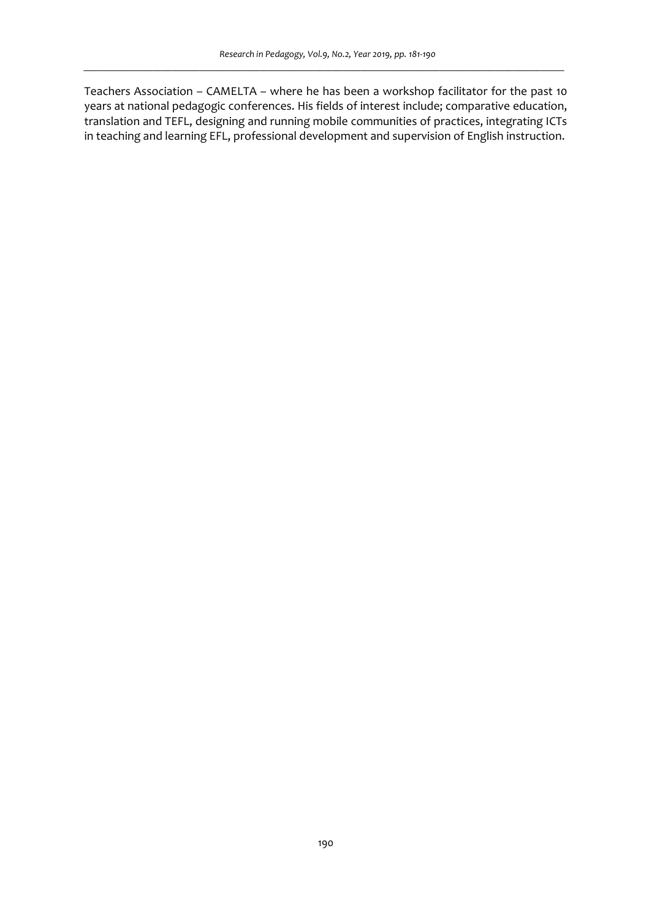Teachers Association – CAMELTA – where he has been a workshop facilitator for the past 10 years at national pedagogic conferences. His fields of interest include; comparative education, translation and TEFL, designing and running mobile communities of practices, integrating ICTs in teaching and learning EFL, professional development and supervision of English instruction.